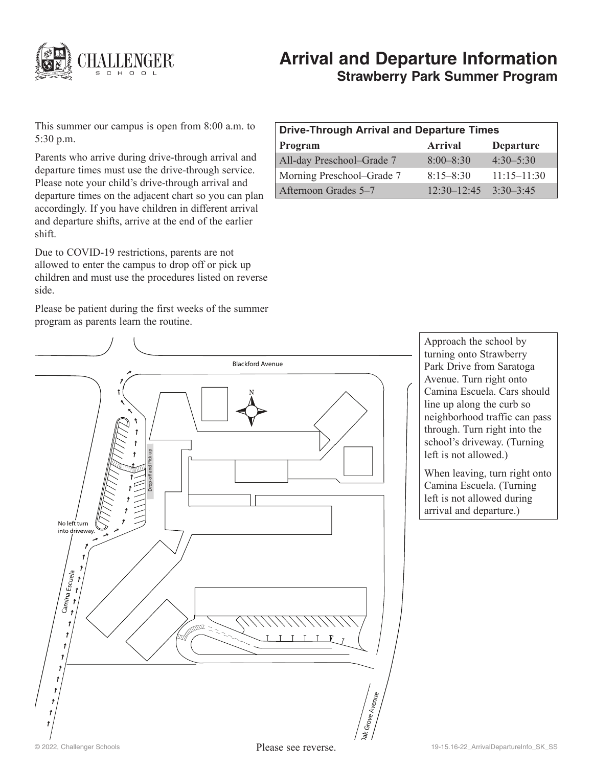# Arrival and Departure Information

## Strawberry Park Summer Program

This summer our campus is open from 8:00 a.m. to 5:30 p.m.

Parents who arrive during drive-through arrival and departure times must use the drive-through service. Please note your child's drive-through arrival and departure times on the adjacent chart so you can plan accordingly. If you have children in different arrival and departure shifts, arrive at the end of the earlier shift.

Due to COVID-19 restrictions, parents are not allowed to enter the campus to drop off or pick up children and must use the procedures listed on reverse side.

Please be patient during the first weeks of the summer program as parents learn the routine.

**Drive-Through Arrival and Departure Times**

| Program | Arrival | Departure |
|---|---|---|
| All-day Preschool–Grade 7 | 8:00–8:30 | 4:30–5:30 |
| Morning Preschool–Grade 7 | 8:15–8:30 | 11:15–11:30 |
| Afternoon Grades 5–7 | 12:30–12:45 | 3:30–3:45 |

Blackford Avenue

N

Drop-off and Pick-up

No left turn into driveway.

Camina Escuela

Oak Grove Avenue

Approach the school by turning onto Strawberry Park Drive from Saratoga Avenue. Turn right onto Camina Escuela. Cars should line up along the curb so neighborhood traffic can pass through. Turn right into the school's driveway. (Turning left is not allowed.)

When leaving, turn right onto Camina Escuela. (Turning left is not allowed during arrival and departure.)

Please see reverse.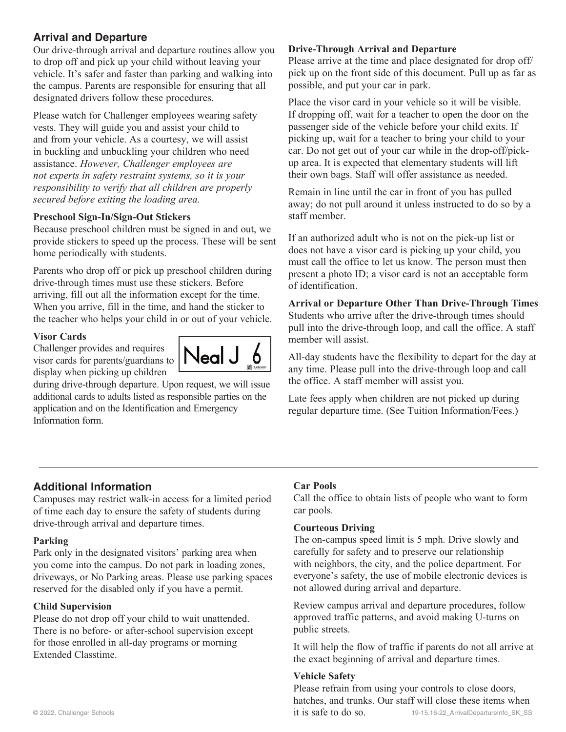## Arrival and Departure

Our drive-through arrival and departure routines allow you to drop off and pick up your child without leaving your vehicle. It's safer and faster than parking and walking into the campus. Parents are responsible for ensuring that all designated drivers follow these procedures.

Please watch for Challenger employees wearing safety vests. They will guide you and assist your child to and from your vehicle. As a courtesy, we will assist in buckling and unbuckling your children who need assistance. *However, Challenger employees are not experts in safety restraint systems, so it is your responsibility to verify that all children are properly secured before exiting the loading area.*

**Preschool Sign-In/Sign-Out Stickers**

Because preschool children must be signed in and out, we provide stickers to speed up the process. These will be sent home periodically with students.

Parents who drop off or pick up preschool children during drive-through times must use these stickers. Before arriving, fill out all the information except for the time. When you arrive, fill in the time, and hand the sticker to the teacher who helps your child in or out of your vehicle.

**Visor Cards**

Neal J 6

Challenger provides and requires visor cards for parents/guardians to display when picking up children during drive-through departure. Upon request, we will issue additional cards to adults listed as responsible parties on the application and on the Identification and Emergency Information form.

**Drive-Through Arrival and Departure**

Please arrive at the time and place designated for drop off/pick up on the front side of this document. Pull up as far as possible, and put your car in park.

Place the visor card in your vehicle so it will be visible. If dropping off, wait for a teacher to open the door on the passenger side of the vehicle before your child exits. If picking up, wait for a teacher to bring your child to your car. Do not get out of your car while in the drop-off/pick-up area. It is expected that elementary students will lift their own bags. Staff will offer assistance as needed.

Remain in line until the car in front of you has pulled away; do not pull around it unless instructed to do so by a staff member.

If an authorized adult who is not on the pick-up list or does not have a visor card is picking up your child, you must call the office to let us know. The person must then present a photo ID; a visor card is not an acceptable form of identification.

**Arrival or Departure Other Than Drive-Through Times**

Students who arrive after the drive-through times should pull into the drive-through loop, and call the office. A staff member will assist.

All-day students have the flexibility to depart for the day at any time. Please pull into the drive-through loop and call the office. A staff member will assist you.

Late fees apply when children are not picked up during regular departure time. (See Tuition Information/Fees.)

## Additional Information

Campuses may restrict walk-in access for a limited period of time each day to ensure the safety of students during drive-through arrival and departure times.

**Parking**

Park only in the designated visitors' parking area when you come into the campus. Do not park in loading zones, driveways, or No Parking areas. Please use parking spaces reserved for the disabled only if you have a permit.

**Child Supervision**

Please do not drop off your child to wait unattended. There is no before- or after-school supervision except for those enrolled in all-day programs or morning Extended Classtime.

**Car Pools**

Call the office to obtain lists of people who want to form car pools.

**Courteous Driving**

The on-campus speed limit is 5 mph. Drive slowly and carefully for safety and to preserve our relationship with neighbors, the city, and the police department. For everyone's safety, the use of mobile electronic devices is not allowed during arrival and departure.

Review campus arrival and departure procedures, follow approved traffic patterns, and avoid making U-turns on public streets.

It will help the flow of traffic if parents do not all arrive at the exact beginning of arrival and departure times.

**Vehicle Safety**

Please refrain from using your controls to close doors, hatches, and trunks. Our staff will close these items when it is safe to do so.

© 2022, Challenger Schools 19-15.16-22_ArrivalDepartureInfo_SK_SS